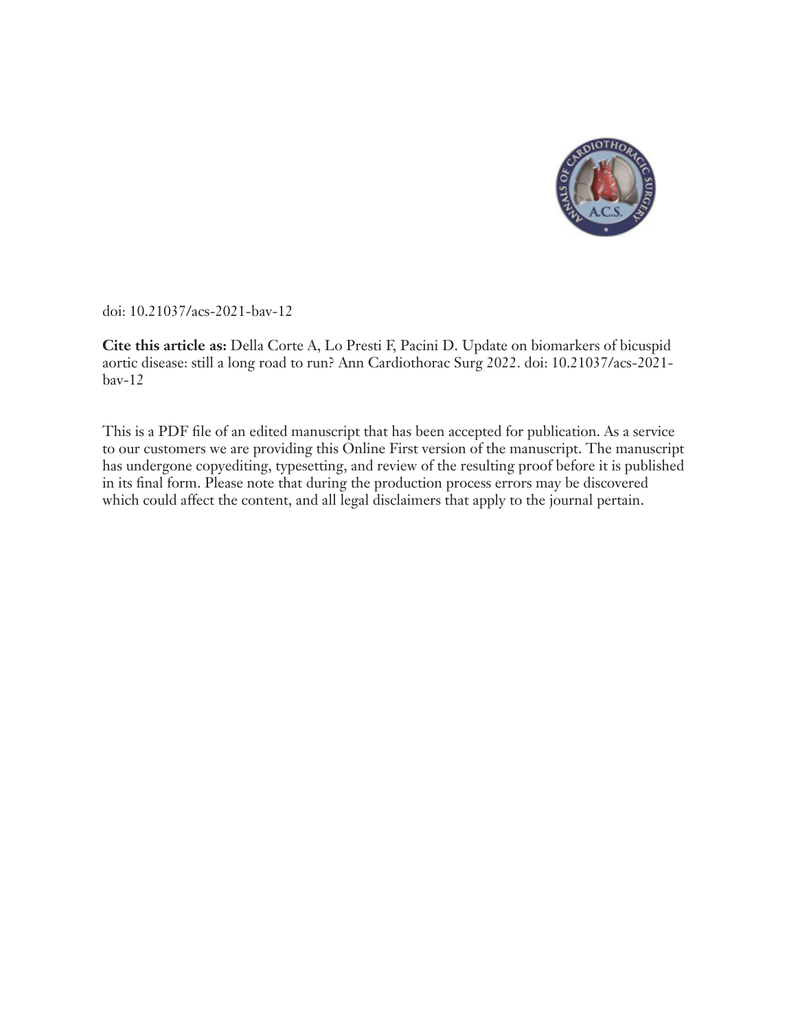doi: 10.21037/acs-2021-bav-12

**Cite this article as:** Della Corte A, Lo Presti F, Pacini D. Update on biomarkers of bicuspid aortic disease: still a long road to run? Ann Cardiothorac Surg 2022. doi: 10.21037/acs-2021-bav-12

This is a PDF file of an edited manuscript that has been accepted for publication. As a service to our customers we are providing this Online First version of the manuscript. The manuscript has undergone copyediting, typesetting, and review of the resulting proof before it is published in its final form. Please note that during the production process errors may be discovered which could affect the content, and all legal disclaimers that apply to the journal pertain.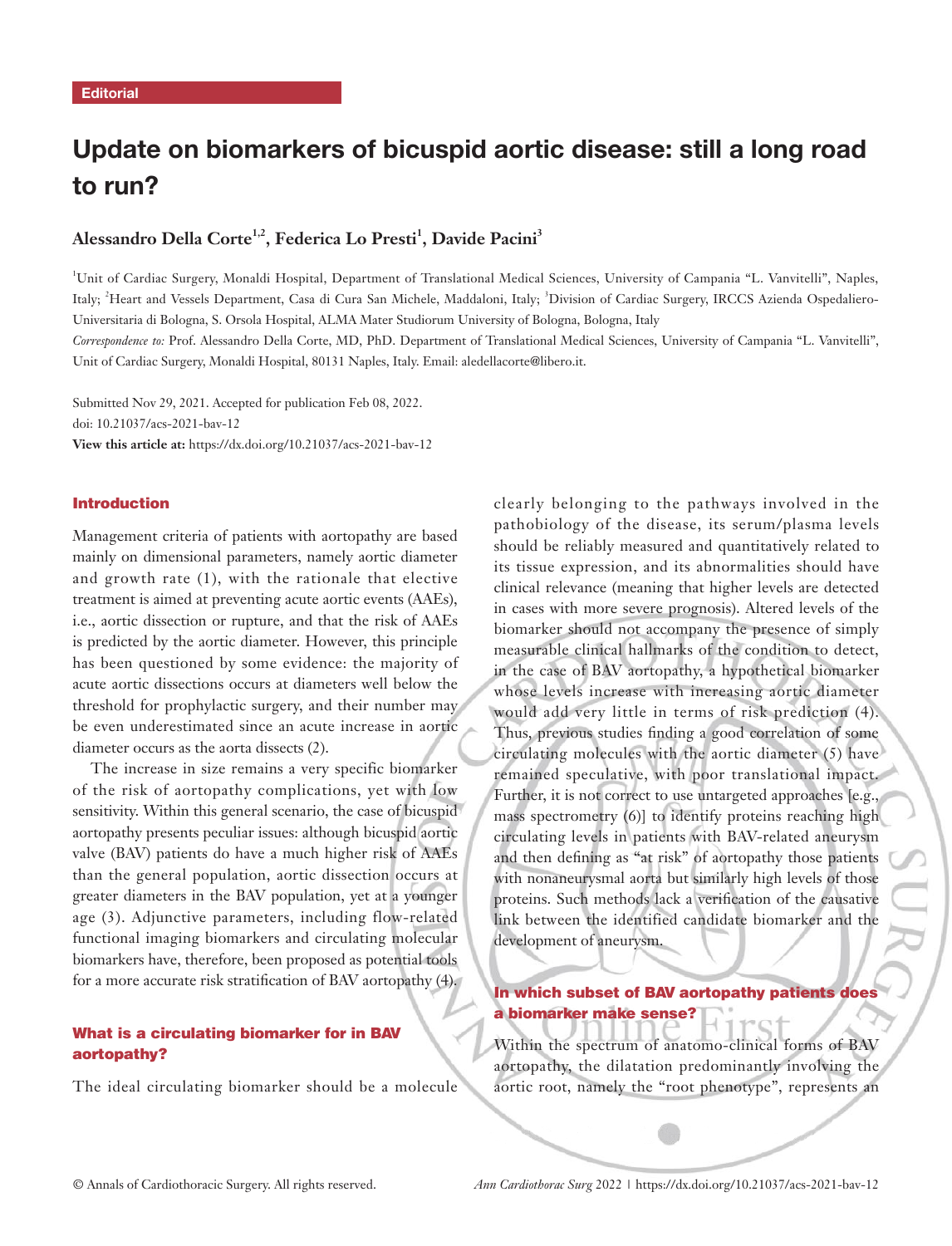Editorial

# Update on biomarkers of bicuspid aortic disease: still a long road to run?

**Alessandro Della Corte[1,2], Federica Lo Presti[1], Davide Pacini[3]**

[1]Unit of Cardiac Surgery, Monaldi Hospital, Department of Translational Medical Sciences, University of Campania "L. Vanvitelli", Naples, Italy; [2]Heart and Vessels Department, Casa di Cura San Michele, Maddaloni, Italy; [3]Division of Cardiac Surgery, IRCCS Azienda Ospedaliero-Universitaria di Bologna, S. Orsola Hospital, ALMA Mater Studiorum University of Bologna, Bologna, Italy

*Correspondence to:* Prof. Alessandro Della Corte, MD, PhD. Department of Translational Medical Sciences, University of Campania "L. Vanvitelli", Unit of Cardiac Surgery, Monaldi Hospital, 80131 Naples, Italy. Email: aledellacorte@libero.it.

Submitted Nov 29, 2021. Accepted for publication Feb 08, 2022.
doi: 10.21037/acs-2021-bav-12
**View this article at:** https://dx.doi.org/10.21037/acs-2021-bav-12

## Introduction

Management criteria of patients with aortopathy are based mainly on dimensional parameters, namely aortic diameter and growth rate (1), with the rationale that elective treatment is aimed at preventing acute aortic events (AAEs), i.e., aortic dissection or rupture, and that the risk of AAEs is predicted by the aortic diameter. However, this principle has been questioned by some evidence: the majority of acute aortic dissections occurs at diameters well below the threshold for prophylactic surgery, and their number may be even underestimated since an acute increase in aortic diameter occurs as the aorta dissects (2).

The increase in size remains a very specific biomarker of the risk of aortopathy complications, yet with low sensitivity. Within this general scenario, the case of bicuspid aortopathy presents peculiar issues: although bicuspid aortic valve (BAV) patients do have a much higher risk of AAEs than the general population, aortic dissection occurs at greater diameters in the BAV population, yet at a younger age (3). Adjunctive parameters, including flow-related functional imaging biomarkers and circulating molecular biomarkers have, therefore, been proposed as potential tools for a more accurate risk stratification of BAV aortopathy (4).

## What is a circulating biomarker for in BAV aortopathy?

The ideal circulating biomarker should be a molecule clearly belonging to the pathways involved in the pathobiology of the disease, its serum/plasma levels should be reliably measured and quantitatively related to its tissue expression, and its abnormalities should have clinical relevance (meaning that higher levels are detected in cases with more severe prognosis). Altered levels of the biomarker should not accompany the presence of simply measurable clinical hallmarks of the condition to detect, in the case of BAV aortopathy, a hypothetical biomarker whose levels increase with increasing aortic diameter would add very little in terms of risk prediction (4). Thus, previous studies finding a good correlation of some circulating molecules with the aortic diameter (5) have remained speculative, with poor translational impact. Further, it is not correct to use untargeted approaches [e.g., mass spectrometry (6)] to identify proteins reaching high circulating levels in patients with BAV-related aneurysm and then defining as "at risk" of aortopathy those patients with nonaneurysmal aorta but similarly high levels of those proteins. Such methods lack a verification of the causative link between the identified candidate biomarker and the development of aneurysm.

## In which subset of BAV aortopathy patients does a biomarker make sense?

Within the spectrum of anatomo-clinical forms of BAV aortopathy, the dilatation predominantly involving the aortic root, namely the "root phenotype", represents an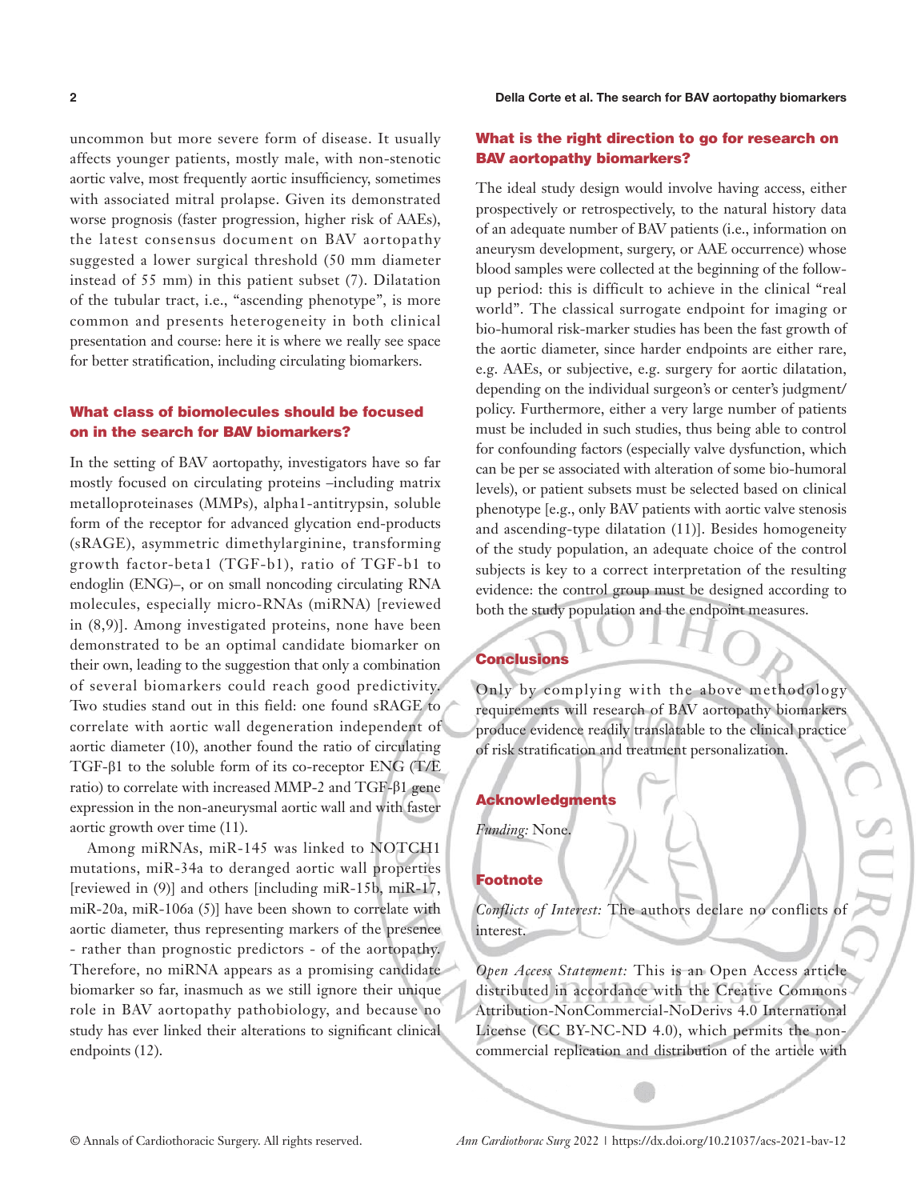uncommon but more severe form of disease. It usually affects younger patients, mostly male, with non-stenotic aortic valve, most frequently aortic insufficiency, sometimes with associated mitral prolapse. Given its demonstrated worse prognosis (faster progression, higher risk of AAEs), the latest consensus document on BAV aortopathy suggested a lower surgical threshold (50 mm diameter instead of 55 mm) in this patient subset (7). Dilatation of the tubular tract, i.e., "ascending phenotype", is more common and presents heterogeneity in both clinical presentation and course: here it is where we really see space for better stratification, including circulating biomarkers.

## What class of biomolecules should be focused on in the search for BAV biomarkers?

In the setting of BAV aortopathy, investigators have so far mostly focused on circulating proteins –including matrix metalloproteinases (MMPs), alpha1-antitrypsin, soluble form of the receptor for advanced glycation end-products (sRAGE), asymmetric dimethylarginine, transforming growth factor-beta1 (TGF-b1), ratio of TGF-b1 to endoglin (ENG)–, or on small noncoding circulating RNA molecules, especially micro-RNAs (miRNA) [reviewed in (8,9)]. Among investigated proteins, none have been demonstrated to be an optimal candidate biomarker on their own, leading to the suggestion that only a combination of several biomarkers could reach good predictivity. Two studies stand out in this field: one found sRAGE to correlate with aortic wall degeneration independent of aortic diameter (10), another found the ratio of circulating TGF-β1 to the soluble form of its co-receptor ENG (T/E ratio) to correlate with increased MMP-2 and TGF-β1 gene expression in the non-aneurysmal aortic wall and with faster aortic growth over time (11).

Among miRNAs, miR-145 was linked to NOTCH1 mutations, miR-34a to deranged aortic wall properties [reviewed in (9)] and others [including miR-15b, miR-17, miR-20a, miR-106a (5)] have been shown to correlate with aortic diameter, thus representing markers of the presence - rather than prognostic predictors - of the aortopathy. Therefore, no miRNA appears as a promising candidate biomarker so far, inasmuch as we still ignore their unique role in BAV aortopathy pathobiology, and because no study has ever linked their alterations to significant clinical endpoints (12).

## What is the right direction to go for research on BAV aortopathy biomarkers?

The ideal study design would involve having access, either prospectively or retrospectively, to the natural history data of an adequate number of BAV patients (i.e., information on aneurysm development, surgery, or AAE occurrence) whose blood samples were collected at the beginning of the follow-up period: this is difficult to achieve in the clinical "real world". The classical surrogate endpoint for imaging or bio-humoral risk-marker studies has been the fast growth of the aortic diameter, since harder endpoints are either rare, e.g. AAEs, or subjective, e.g. surgery for aortic dilatation, depending on the individual surgeon's or center's judgment/policy. Furthermore, either a very large number of patients must be included in such studies, thus being able to control for confounding factors (especially valve dysfunction, which can be per se associated with alteration of some bio-humoral levels), or patient subsets must be selected based on clinical phenotype [e.g., only BAV patients with aortic valve stenosis and ascending-type dilatation (11)]. Besides homogeneity of the study population, an adequate choice of the control subjects is key to a correct interpretation of the resulting evidence: the control group must be designed according to both the study population and the endpoint measures.

## Conclusions

Only by complying with the above methodology requirements will research of BAV aortopathy biomarkers produce evidence readily translatable to the clinical practice of risk stratification and treatment personalization.

## Acknowledgments

*Funding:* None.

## Footnote

*Conflicts of Interest:* The authors declare no conflicts of interest.

*Open Access Statement:* This is an Open Access article distributed in accordance with the Creative Commons Attribution-NonCommercial-NoDerivs 4.0 International License (CC BY-NC-ND 4.0), which permits the non-commercial replication and distribution of the article with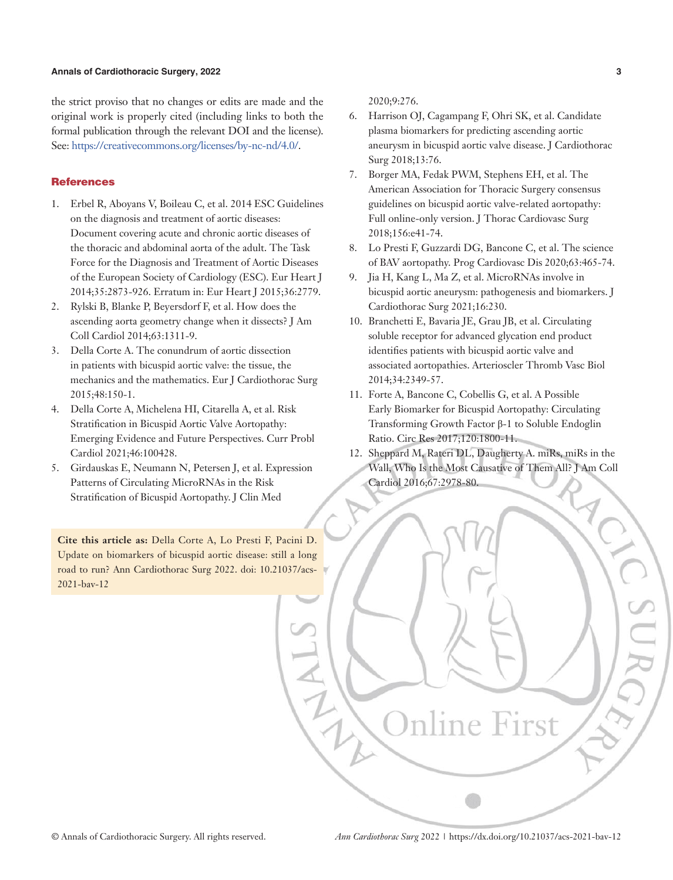the strict proviso that no changes or edits are made and the original work is properly cited (including links to both the formal publication through the relevant DOI and the license). See: https://creativecommons.org/licenses/by-nc-nd/4.0/.

## References

1. Erbel R, Aboyans V, Boileau C, et al. 2014 ESC Guidelines on the diagnosis and treatment of aortic diseases: Document covering acute and chronic aortic diseases of the thoracic and abdominal aorta of the adult. The Task Force for the Diagnosis and Treatment of Aortic Diseases of the European Society of Cardiology (ESC). Eur Heart J 2014;35:2873-926. Erratum in: Eur Heart J 2015;36:2779.
2. Rylski B, Blanke P, Beyersdorf F, et al. How does the ascending aorta geometry change when it dissects? J Am Coll Cardiol 2014;63:1311-9.
3. Della Corte A. The conundrum of aortic dissection in patients with bicuspid aortic valve: the tissue, the mechanics and the mathematics. Eur J Cardiothorac Surg 2015;48:150-1.
4. Della Corte A, Michelena HI, Citarella A, et al. Risk Stratification in Bicuspid Aortic Valve Aortopathy: Emerging Evidence and Future Perspectives. Curr Probl Cardiol 2021;46:100428.
5. Girdauskas E, Neumann N, Petersen J, et al. Expression Patterns of Circulating MicroRNAs in the Risk Stratification of Bicuspid Aortopathy. J Clin Med 2020;9:276.
6. Harrison OJ, Cagampang F, Ohri SK, et al. Candidate plasma biomarkers for predicting ascending aortic aneurysm in bicuspid aortic valve disease. J Cardiothorac Surg 2018;13:76.
7. Borger MA, Fedak PWM, Stephens EH, et al. The American Association for Thoracic Surgery consensus guidelines on bicuspid aortic valve-related aortopathy: Full online-only version. J Thorac Cardiovasc Surg 2018;156:e41-74.
8. Lo Presti F, Guzzardi DG, Bancone C, et al. The science of BAV aortopathy. Prog Cardiovasc Dis 2020;63:465-74.
9. Jia H, Kang L, Ma Z, et al. MicroRNAs involve in bicuspid aortic aneurysm: pathogenesis and biomarkers. J Cardiothorac Surg 2021;16:230.
10. Branchetti E, Bavaria JE, Grau JB, et al. Circulating soluble receptor for advanced glycation end product identifies patients with bicuspid aortic valve and associated aortopathies. Arterioscler Thromb Vasc Biol 2014;34:2349-57.
11. Forte A, Bancone C, Cobellis G, et al. A Possible Early Biomarker for Bicuspid Aortopathy: Circulating Transforming Growth Factor β-1 to Soluble Endoglin Ratio. Circ Res 2017;120:1800-11.
12. Sheppard M, Rateri DL, Daugherty A. miRs, miRs in the Wall, Who Is the Most Causative of Them All? J Am Coll Cardiol 2016;67:2978-80.

**Cite this article as:** Della Corte A, Lo Presti F, Pacini D. Update on biomarkers of bicuspid aortic disease: still a long road to run? Ann Cardiothorac Surg 2022. doi: 10.21037/acs-2021-bav-12